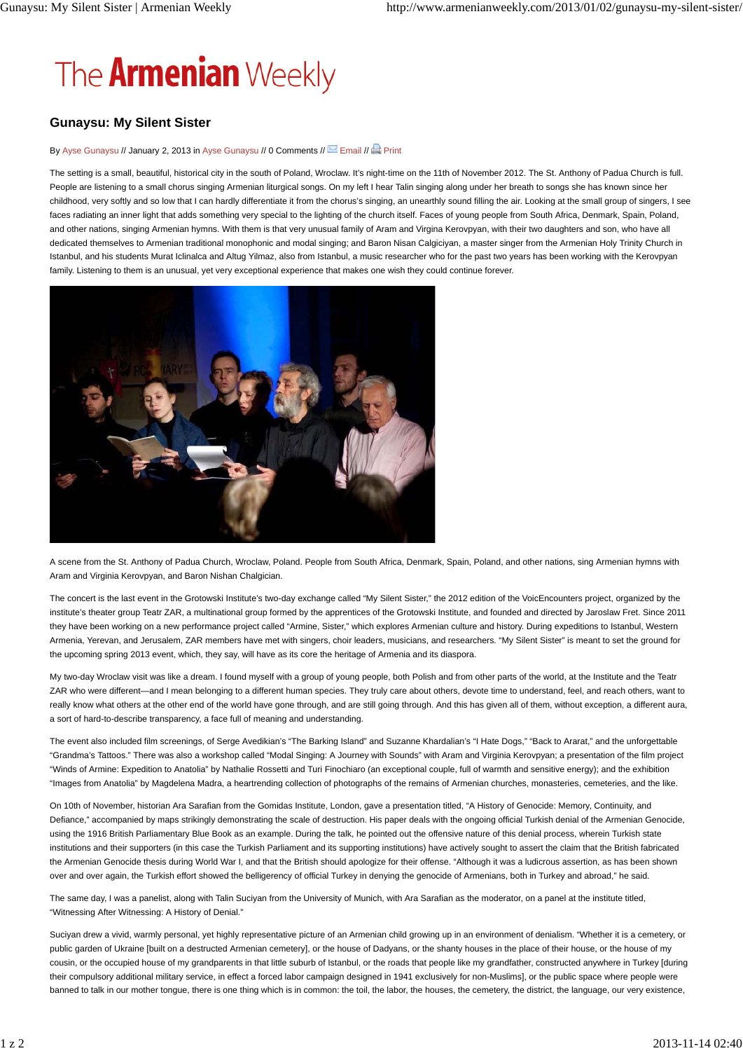The Armenian Weekly

# Gunaysu: My Silent Sister

By Ayse Gunaysu // January 2, 2013 in Ayse Gunaysu // 0 Comments // Email // Print

The setting is a small, beautiful, historical city in the south of Poland, Wroclaw. It's night-time on the 11th of November 2012. The St. Anthony of Padua Church is full. People are listening to a small chorus singing Armenian liturgical songs. On my left I hear Talin singing along under her breath to songs she has known since her childhood, very softly and so low that I can hardly differentiate it from the chorus's singing, an unearthly sound filling the air. Looking at the small group of singers, I see faces radiating an inner light that adds something very special to the lighting of the church itself. Faces of young people from South Africa, Denmark, Spain, Poland, and other nations, singing Armenian hymns. With them is that very unusual family of Aram and Virgina Kerovpyan, with their two daughters and son, who have all dedicated themselves to Armenian traditional monophonic and modal singing; and Baron Nisan Calgiciyan, a master singer from the Armenian Holy Trinity Church in Istanbul, and his students Murat Iclinalca and Altug Yilmaz, also from Istanbul, a music researcher who for the past two years has been working with the Kerovpyan family. Listening to them is an unusual, yet very exceptional experience that makes one wish they could continue forever.

A scene from the St. Anthony of Padua Church, Wroclaw, Poland. People from South Africa, Denmark, Spain, Poland, and other nations, sing Armenian hymns with Aram and Virginia Kerovpyan, and Baron Nishan Chalgician.

The concert is the last event in the Grotowski Institute's two-day exchange called "My Silent Sister," the 2012 edition of the VoicEncounters project, organized by the institute's theater group Teatr ZAR, a multinational group formed by the apprentices of the Grotowski Institute, and founded and directed by Jaroslaw Fret. Since 2011 they have been working on a new performance project called "Armine, Sister," which explores Armenian culture and history. During expeditions to Istanbul, Western Armenia, Yerevan, and Jerusalem, ZAR members have met with singers, choir leaders, musicians, and researchers. "My Silent Sister" is meant to set the ground for the upcoming spring 2013 event, which, they say, will have as its core the heritage of Armenia and its diaspora.

My two-day Wroclaw visit was like a dream. I found myself with a group of young people, both Polish and from other parts of the world, at the Institute and the Teatr ZAR who were different—and I mean belonging to a different human species. They truly care about others, devote time to understand, feel, and reach others, want to really know what others at the other end of the world have gone through, and are still going through. And this has given all of them, without exception, a different aura, a sort of hard-to-describe transparency, a face full of meaning and understanding.

The event also included film screenings, of Serge Avedikian's "The Barking Island" and Suzanne Khardalian's "I Hate Dogs," "Back to Ararat," and the unforgettable "Grandma's Tattoos." There was also a workshop called "Modal Singing: A Journey with Sounds" with Aram and Virginia Kerovpyan; a presentation of the film project "Winds of Armine: Expedition to Anatolia" by Nathalie Rossetti and Turi Finochiaro (an exceptional couple, full of warmth and sensitive energy); and the exhibition "Images from Anatolia" by Magdelena Madra, a heartrending collection of photographs of the remains of Armenian churches, monasteries, cemeteries, and the like.

On 10th of November, historian Ara Sarafian from the Gomidas Institute, London, gave a presentation titled, "A History of Genocide: Memory, Continuity, and Defiance," accompanied by maps strikingly demonstrating the scale of destruction. His paper deals with the ongoing official Turkish denial of the Armenian Genocide, using the 1916 British Parliamentary Blue Book as an example. During the talk, he pointed out the offensive nature of this denial process, wherein Turkish state institutions and their supporters (in this case the Turkish Parliament and its supporting institutions) have actively sought to assert the claim that the British fabricated the Armenian Genocide thesis during World War I, and that the British should apologize for their offense. "Although it was a ludicrous assertion, as has been shown over and over again, the Turkish effort showed the belligerency of official Turkey in denying the genocide of Armenians, both in Turkey and abroad," he said.

The same day, I was a panelist, along with Talin Suciyan from the University of Munich, with Ara Sarafian as the moderator, on a panel at the institute titled, "Witnessing After Witnessing: A History of Denial."

Suciyan drew a vivid, warmly personal, yet highly representative picture of an Armenian child growing up in an environment of denialism. "Whether it is a cemetery, or public garden of Ukraine [built on a destructed Armenian cemetery], or the house of Dadyans, or the shanty houses in the place of their house, or the house of my cousin, or the occupied house of my grandparents in that little suburb of Istanbul, or the roads that people like my grandfather, constructed anywhere in Turkey [during their compulsory additional military service, in effect a forced labor campaign designed in 1941 exclusively for non-Muslims], or the public space where people were banned to talk in our mother tongue, there is one thing which is in common: the toil, the labor, the houses, the cemetery, the district, the language, our very existence,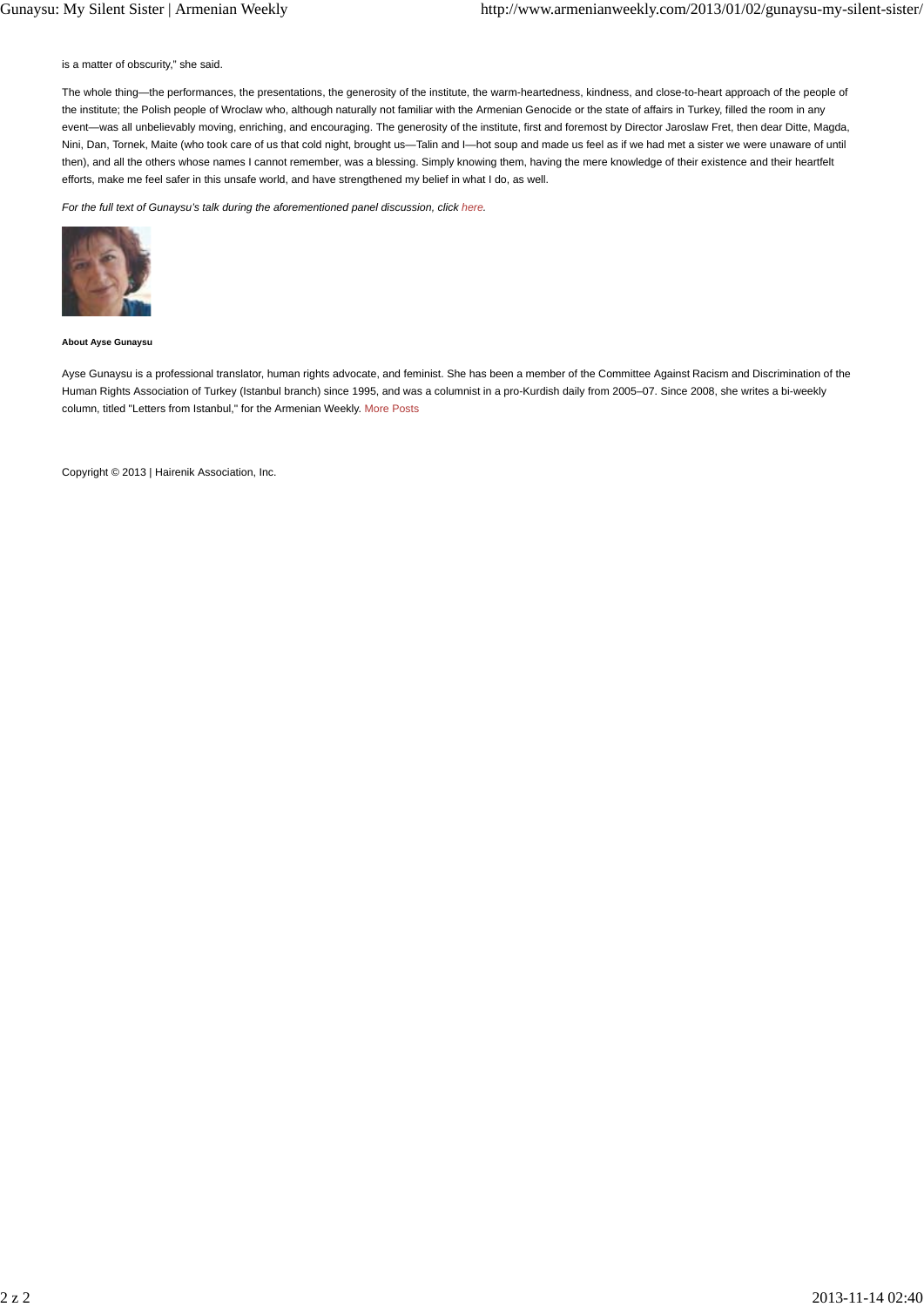is a matter of obscurity," she said.

The whole thing—the performances, the presentations, the generosity of the institute, the warm-heartedness, kindness, and close-to-heart approach of the people of the institute; the Polish people of Wroclaw who, although naturally not familiar with the Armenian Genocide or the state of affairs in Turkey, filled the room in any event—was all unbelievably moving, enriching, and encouraging. The generosity of the institute, first and foremost by Director Jaroslaw Fret, then dear Ditte, Magda, Nini, Dan, Tornek, Maite (who took care of us that cold night, brought us—Talin and I—hot soup and made us feel as if we had met a sister we were unaware of until then), and all the others whose names I cannot remember, was a blessing. Simply knowing them, having the mere knowledge of their existence and their heartfelt efforts, make me feel safer in this unsafe world, and have strengthened my belief in what I do, as well.

*For the full text of Gunaysu's talk during the aforementioned panel discussion, click here.*

**About Ayse Gunaysu**

Ayse Gunaysu is a professional translator, human rights advocate, and feminist. She has been a member of the Committee Against Racism and Discrimination of the Human Rights Association of Turkey (Istanbul branch) since 1995, and was a columnist in a pro-Kurdish daily from 2005–07. Since 2008, she writes a bi-weekly column, titled "Letters from Istanbul," for the Armenian Weekly. More Posts

Copyright © 2013 | Hairenik Association, Inc.